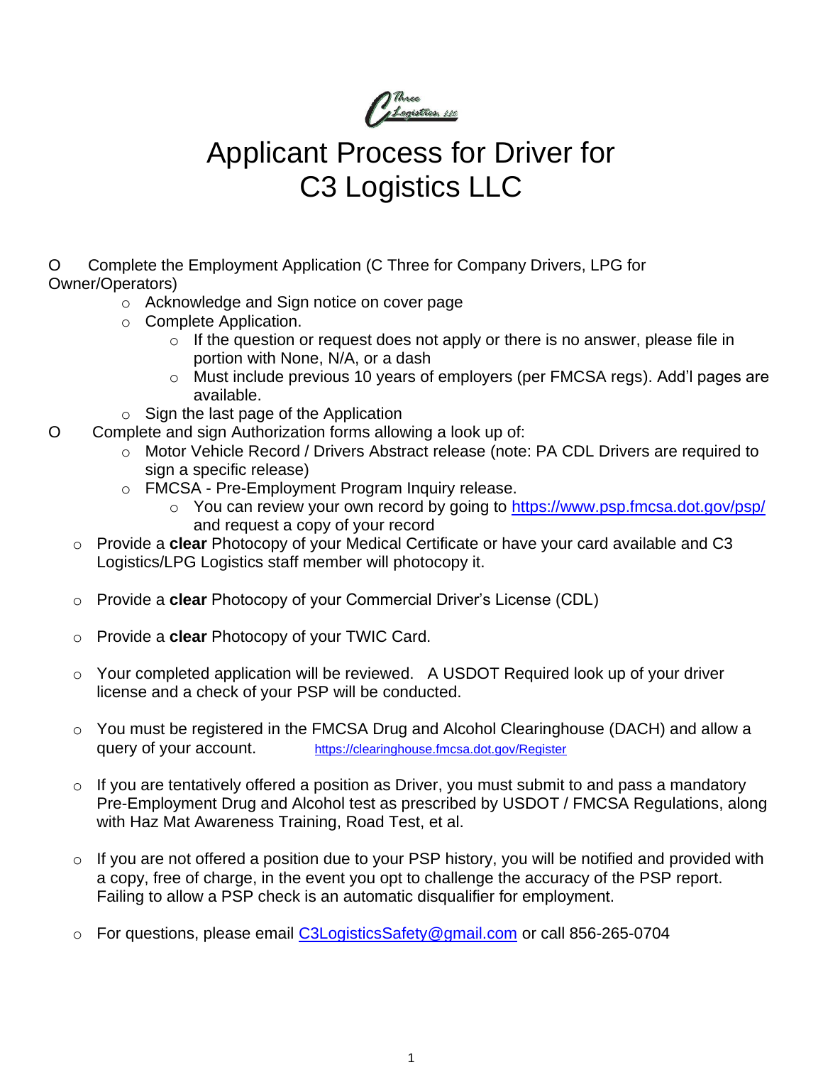# Applicant Process for Driver for C3 Logistics LLC

- Complete the Employment Application (C Three for Company Drivers, LPG for Owner/Operators)
  - Acknowledge and Sign notice on cover page
  - Complete Application.
    - If the question or request does not apply or there is no answer, please file in portion with None, N/A, or a dash
    - Must include previous 10 years of employers (per FMCSA regs). Add'l pages are available.
  - Sign the last page of the Application
- Complete and sign Authorization forms allowing a look up of:
  - Motor Vehicle Record / Drivers Abstract release (note: PA CDL Drivers are required to sign a specific release)
  - FMCSA - Pre-Employment Program Inquiry release.
    - You can review your own record by going to https://www.psp.fmcsa.dot.gov/psp/ and request a copy of your record
  - Provide a **clear** Photocopy of your Medical Certificate or have your card available and C3 Logistics/LPG Logistics staff member will photocopy it.
  - Provide a **clear** Photocopy of your Commercial Driver's License (CDL)
  - Provide a **clear** Photocopy of your TWIC Card.
  - Your completed application will be reviewed. A USDOT Required look up of your driver license and a check of your PSP will be conducted.
  - You must be registered in the FMCSA Drug and Alcohol Clearinghouse (DACH) and allow a query of your account. https://clearinghouse.fmcsa.dot.gov/Register
  - If you are tentatively offered a position as Driver, you must submit to and pass a mandatory Pre-Employment Drug and Alcohol test as prescribed by USDOT / FMCSA Regulations, along with Haz Mat Awareness Training, Road Test, et al.
  - If you are not offered a position due to your PSP history, you will be notified and provided with a copy, free of charge, in the event you opt to challenge the accuracy of the PSP report. Failing to allow a PSP check is an automatic disqualifier for employment.
  - For questions, please email C3LogisticsSafety@gmail.com or call 856-265-0704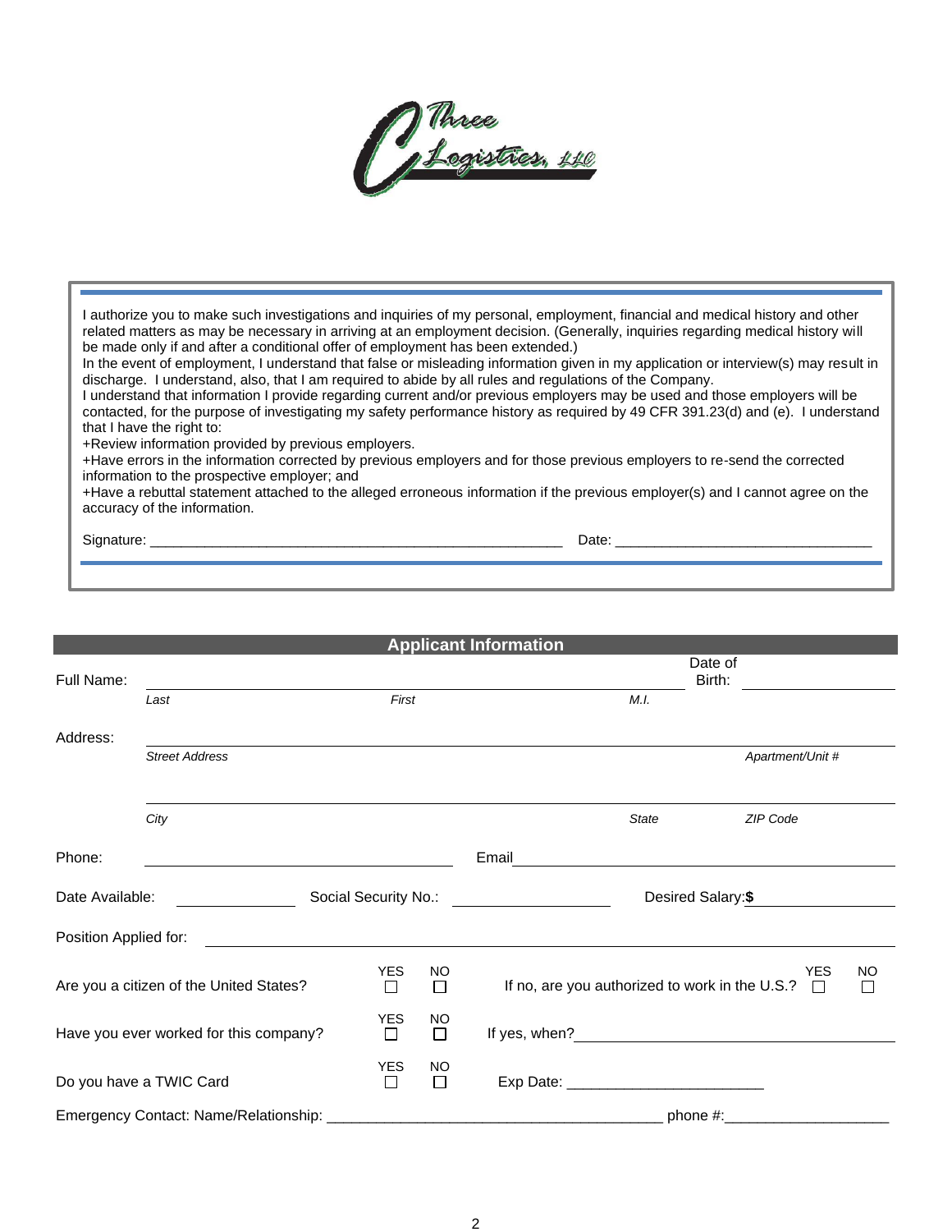Three C Logistics, LLC

I authorize you to make such investigations and inquiries of my personal, employment, financial and medical history and other related matters as may be necessary in arriving at an employment decision. (Generally, inquiries regarding medical history will be made only if and after a conditional offer of employment has been extended.)
In the event of employment, I understand that false or misleading information given in my application or interview(s) may result in discharge. I understand, also, that I am required to abide by all rules and regulations of the Company.
I understand that information I provide regarding current and/or previous employers may be used and those employers will be contacted, for the purpose of investigating my safety performance history as required by 49 CFR 391.23(d) and (e). I understand that I have the right to:
+Review information provided by previous employers.
+Have errors in the information corrected by previous employers and for those previous employers to re-send the corrected information to the prospective employer; and
+Have a rebuttal statement attached to the alleged erroneous information if the previous employer(s) and I cannot agree on the accuracy of the information.

Signature: ______________________________________________________ Date: ________________________________

## Applicant Information

Full Name: ______________________________________________________ Date of Birth: ____________________
*Last* *First* *M.I.*

Address: ______________________________________________________________________
*Street Address* *Apartment/Unit #*

______________________________________________________________________
*City* *State* *ZIP Code*

Phone: ______________________________ Email ______________________________________

Date Available: ______________ Social Security No.: __________________ Desired Salary:**$** ________________

Position Applied for: ______________________________________________________________

Are you a citizen of the United States? YES ☐ NO ☐ If no, are you authorized to work in the U.S.? YES ☐ NO ☐

Have you ever worked for this company? YES ☐ NO ☐ If yes, when? ______________________________

Do you have a TWIC Card YES ☐ NO ☐ Exp Date: ________________________

Emergency Contact: Name/Relationship: __________________________________________ phone #:____________________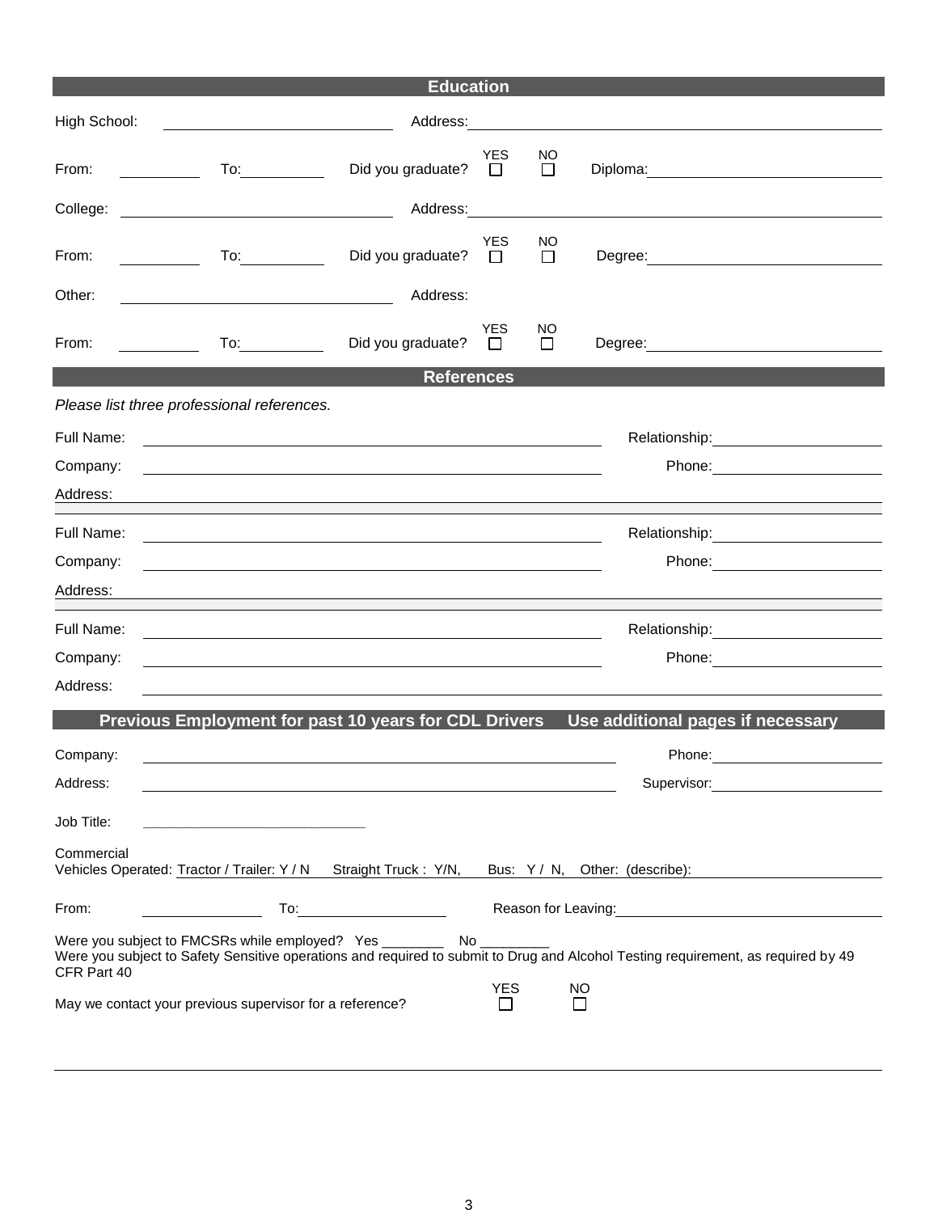## Education

High School: ______________________ Address: ______________________________________

From: __________ To: __________ Did you graduate? YES ☐ NO ☐ Diploma: ______________________

College: ______________________ Address: ______________________________________

From: __________ To: __________ Did you graduate? YES ☐ NO ☐ Degree: ______________________

Other: ______________________ Address:

From: __________ To: __________ Did you graduate? YES ☐ NO ☐ Degree: ______________________

## References

*Please list three professional references.*

Full Name: ______________________________________ Relationship: ______________________

Company: ______________________________________ Phone: ______________________

Address: ______________________________________________________________________

Full Name: ______________________________________ Relationship: ______________________

Company: ______________________________________ Phone: ______________________

Address: ______________________________________________________________________

Full Name: ______________________________________ Relationship: ______________________

Company: ______________________________________ Phone: ______________________

Address: ______________________________________________________________________

## Previous Employment for past 10 years for CDL Drivers Use additional pages if necessary

Company: ______________________________________ Phone: ______________________

Address: ______________________________________ Supervisor: ______________________

Job Title: ____________________________

Commercial Vehicles Operated: Tractor / Trailer: Y / N Straight Truck : Y/N, Bus: Y / N, Other: (describe): ______________________

From: ______________ To: ______________ Reason for Leaving: ______________________

Were you subject to FMCSRs while employed? Yes ________ No _________

Were you subject to Safety Sensitive operations and required to submit to Drug and Alcohol Testing requirement, as required by 49 CFR Part 40

May we contact your previous supervisor for a reference? YES ☐ NO ☐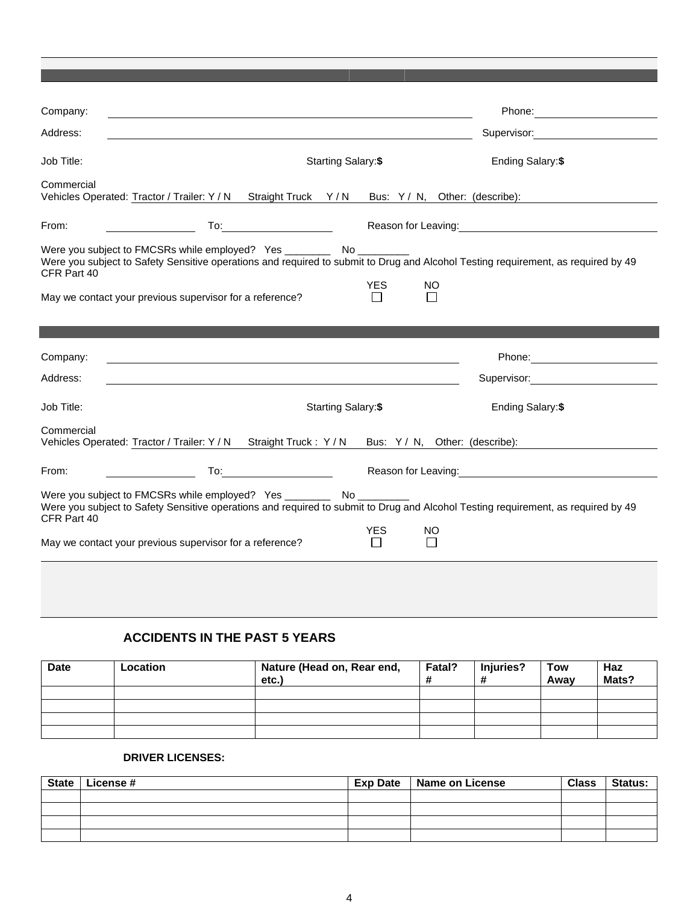Company: ______________________________ Phone: ______________

Address: ______________________________ Supervisor: ______________

Job Title: Starting Salary:**$** Ending Salary:**$**

Commercial
Vehicles Operated: Tractor / Trailer: Y / N Straight Truck Y / N Bus: Y / N, Other: (describe): ______________

From: ______________ To: ______________ Reason for Leaving: ______________

Were you subject to FMCSRs while employed? Yes ________ No _________

Were you subject to Safety Sensitive operations and required to submit to Drug and Alcohol Testing requirement, as required by 49 CFR Part 40

May we contact your previous supervisor for a reference? YES ☐ NO ☐

---

Company: ______________________________ Phone: ______________

Address: ______________________________ Supervisor: ______________

Job Title: Starting Salary:**$** Ending Salary:**$**

Commercial
Vehicles Operated: Tractor / Trailer: Y / N Straight Truck : Y / N Bus: Y / N, Other: (describe): ______________

From: ______________ To: ______________ Reason for Leaving: ______________

Were you subject to FMCSRs while employed? Yes ________ No _________

Were you subject to Safety Sensitive operations and required to submit to Drug and Alcohol Testing requirement, as required by 49 CFR Part 40

May we contact your previous supervisor for a reference? YES ☐ NO ☐

---

## ACCIDENTS IN THE PAST 5 YEARS

| Date | Location | Nature (Head on, Rear end, etc.) | Fatal? # | Injuries? # | Tow Away | Haz Mats? |
|---|---|---|---|---|---|---|
| | | | | | | |
| | | | | | | |
| | | | | | | |
| | | | | | | |

### DRIVER LICENSES:

| State | License # | Exp Date | Name on License | Class | Status: |
|---|---|---|---|---|---|
| | | | | | |
| | | | | | |
| | | | | | |
| | | | | | |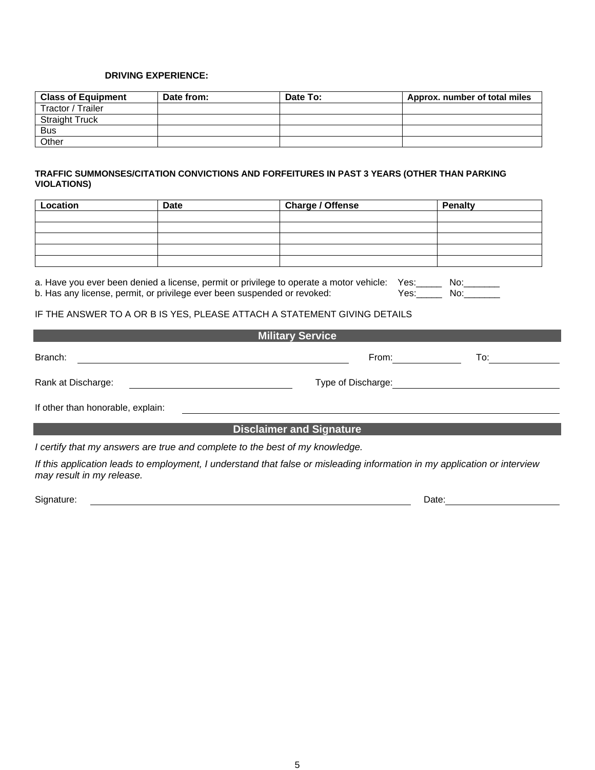**DRIVING EXPERIENCE:**

| Class of Equipment | Date from: | Date To: | Approx. number of total miles |
|---|---|---|---|
| Tractor / Trailer | | | |
| Straight Truck | | | |
| Bus | | | |
| Other | | | |

**TRAFFIC SUMMONSES/CITATION CONVICTIONS AND FORFEITURES IN PAST 3 YEARS (OTHER THAN PARKING VIOLATIONS)**

| Location | Date | Charge / Offense | Penalty |
|---|---|---|---|
| | | | |
| | | | |
| | | | |
| | | | |
| | | | |

a. Have you ever been denied a license, permit or privilege to operate a motor vehicle: Yes:_____ No:_______

b. Has any license, permit, or privilege ever been suspended or revoked: Yes:_____ No:_______

IF THE ANSWER TO A OR B IS YES, PLEASE ATTACH A STATEMENT GIVING DETAILS

## Military Service

Branch: ______________________________ From:__________ To:__________

Rank at Discharge: ____________________ Type of Discharge:____________________

If other than honorable, explain: ______________________________

## Disclaimer and Signature

*I certify that my answers are true and complete to the best of my knowledge.*

*If this application leads to employment, I understand that false or misleading information in my application or interview may result in my release.*

Signature: ______________________________ Date:__________________